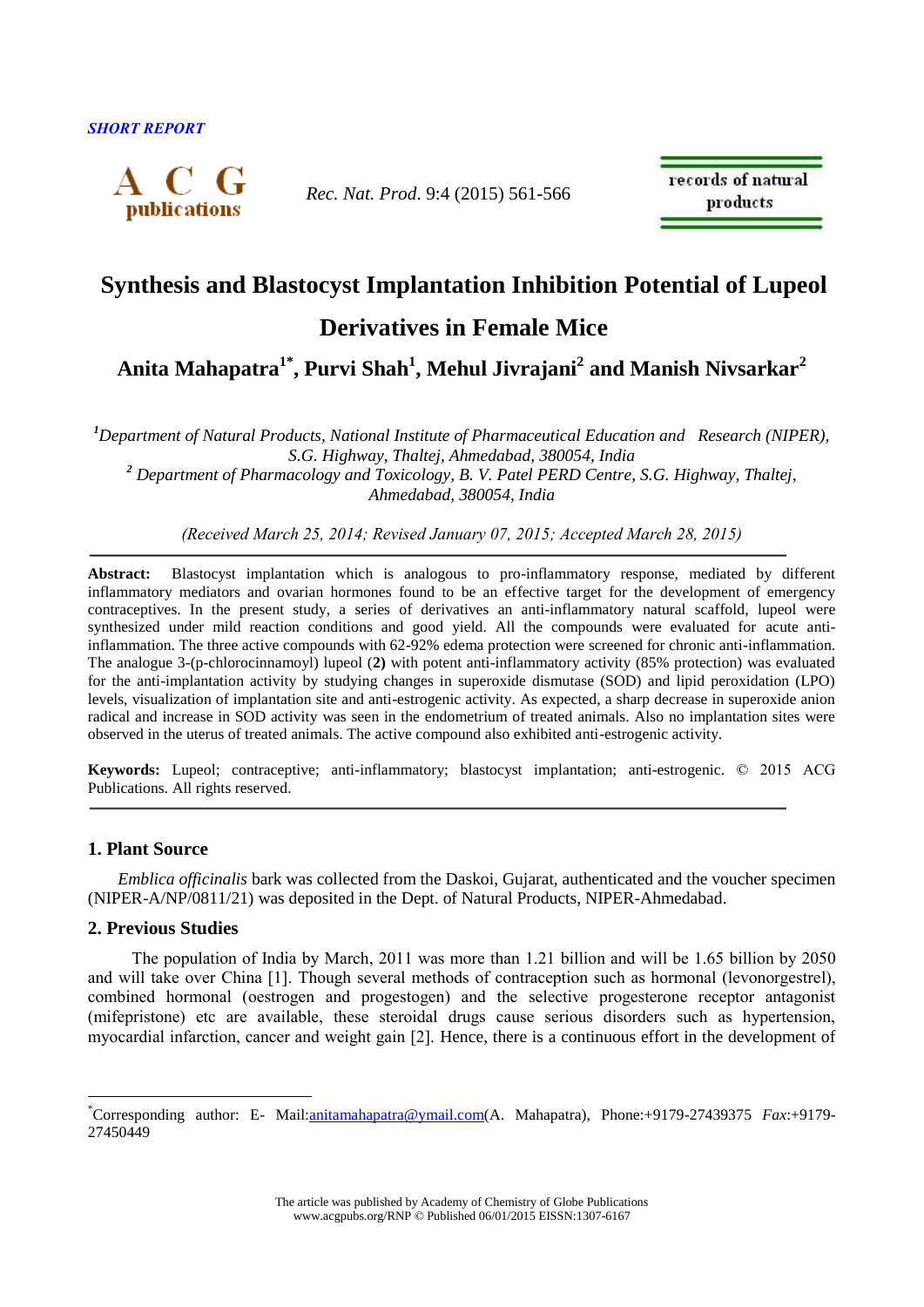SHORT REPORT

# Synthesis and Blastocyst Implantation Inhibition Potential of Lupeol Derivatives in Female Mice

**Anita Mahapatra[1*], Purvi Shah[1], Mehul Jivrajani[2] and Manish Nivsarkar[2]**

*[1]Department of Natural Products, National Institute of Pharmaceutical Education and Research (NIPER), S.G. Highway, Thaltej, Ahmedabad, 380054, India*
*[2] Department of Pharmacology and Toxicology, B. V. Patel PERD Centre, S.G. Highway, Thaltej, Ahmedabad, 380054, India*

*(Received March 25, 2014; Revised January 07, 2015; Accepted March 28, 2015)*

**Abstract:** Blastocyst implantation which is analogous to pro-inflammatory response, mediated by different inflammatory mediators and ovarian hormones found to be an effective target for the development of emergency contraceptives. In the present study, a series of derivatives an anti-inflammatory natural scaffold, lupeol were synthesized under mild reaction conditions and good yield. All the compounds were evaluated for acute anti-inflammation. The three active compounds with 62-92% edema protection were screened for chronic anti-inflammation. The analogue 3-(p-chlorocinnamoyl) lupeol (**2**) with potent anti-inflammatory activity (85% protection) was evaluated for the anti-implantation activity by studying changes in superoxide dismutase (SOD) and lipid peroxidation (LPO) levels, visualization of implantation site and anti-estrogenic activity. As expected, a sharp decrease in superoxide anion radical and increase in SOD activity was seen in the endometrium of treated animals. Also no implantation sites were observed in the uterus of treated animals. The active compound also exhibited anti-estrogenic activity.

**Keywords:** Lupeol; contraceptive; anti-inflammatory; blastocyst implantation; anti-estrogenic. © 2015 ACG Publications. All rights reserved.

## 1. Plant Source

*Emblica officinalis* bark was collected from the Daskoi, Gujarat, authenticated and the voucher specimen (NIPER-A/NP/0811/21) was deposited in the Dept. of Natural Products, NIPER-Ahmedabad.

## 2. Previous Studies

The population of India by March, 2011 was more than 1.21 billion and will be 1.65 billion by 2050 and will take over China [1]. Though several methods of contraception such as hormonal (levonorgestrel), combined hormonal (oestrogen and progestogen) and the selective progesterone receptor antagonist (mifepristone) etc are available, these steroidal drugs cause serious disorders such as hypertension, myocardial infarction, cancer and weight gain [2]. Hence, there is a continuous effort in the development of

[*]Corresponding author: E- Mail:anitamahapatra@ymail.com(A. Mahapatra), Phone:+9179-27439375 *Fax*:+9179-27450449

The article was published by Academy of Chemistry of Globe Publications
www.acgpubs.org/RNP © Published 06/01/2015 EISSN:1307-6167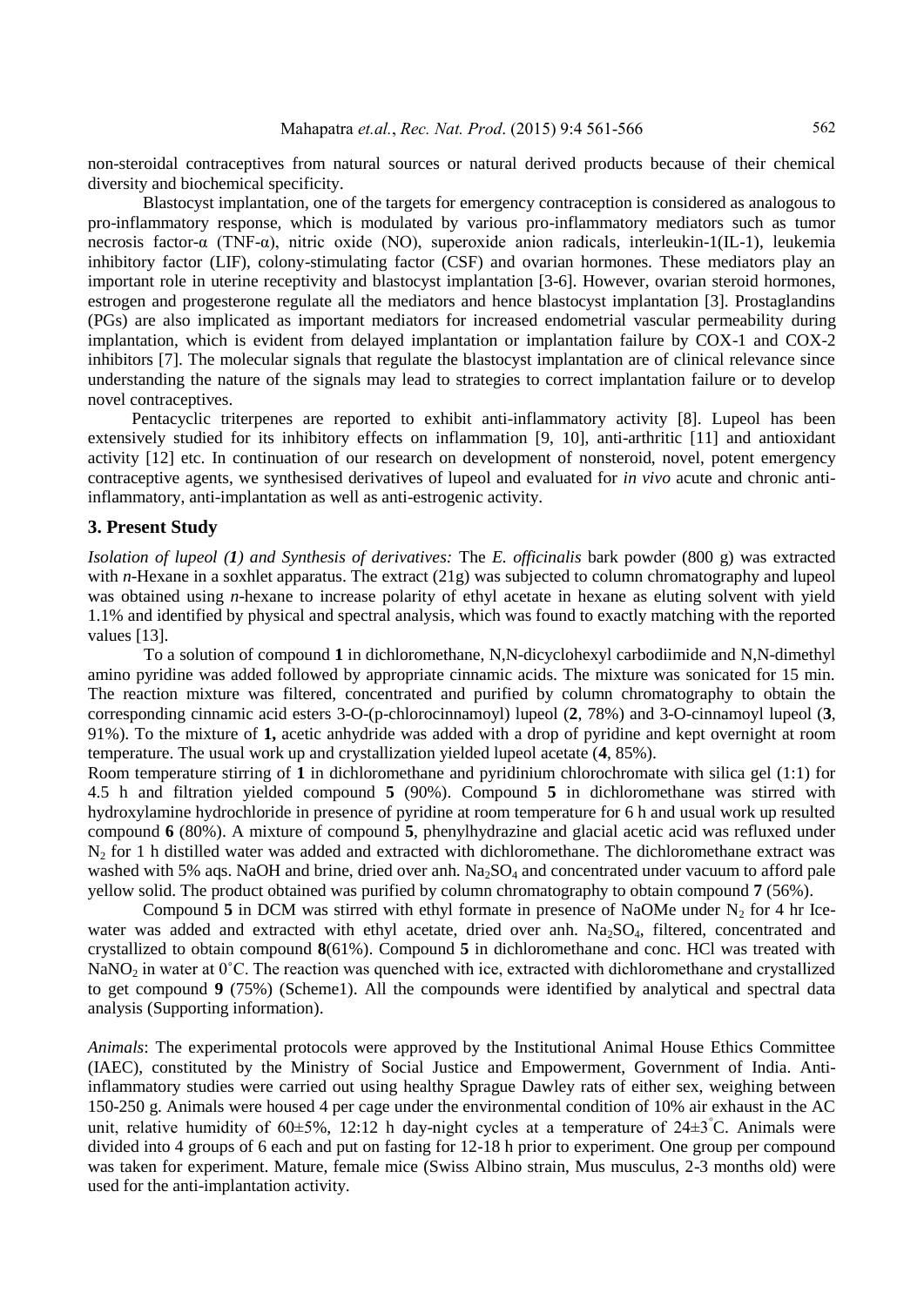non-steroidal contraceptives from natural sources or natural derived products because of their chemical diversity and biochemical specificity.

Blastocyst implantation, one of the targets for emergency contraception is considered as analogous to pro-inflammatory response, which is modulated by various pro-inflammatory mediators such as tumor necrosis factor-α (TNF-α), nitric oxide (NO), superoxide anion radicals, interleukin-1(IL-1), leukemia inhibitory factor (LIF), colony-stimulating factor (CSF) and ovarian hormones. These mediators play an important role in uterine receptivity and blastocyst implantation [3-6]. However, ovarian steroid hormones, estrogen and progesterone regulate all the mediators and hence blastocyst implantation [3]. Prostaglandins (PGs) are also implicated as important mediators for increased endometrial vascular permeability during implantation, which is evident from delayed implantation or implantation failure by COX-1 and COX-2 inhibitors [7]. The molecular signals that regulate the blastocyst implantation are of clinical relevance since understanding the nature of the signals may lead to strategies to correct implantation failure or to develop novel contraceptives.

Pentacyclic triterpenes are reported to exhibit anti-inflammatory activity [8]. Lupeol has been extensively studied for its inhibitory effects on inflammation [9, 10], anti-arthritic [11] and antioxidant activity [12] etc. In continuation of our research on development of nonsteroid, novel, potent emergency contraceptive agents, we synthesised derivatives of lupeol and evaluated for *in vivo* acute and chronic anti-inflammatory, anti-implantation as well as anti-estrogenic activity.

## 3. Present Study

*Isolation of lupeol (**1**) and Synthesis of derivatives:* The *E. officinalis* bark powder (800 g) was extracted with *n*-Hexane in a soxhlet apparatus. The extract (21g) was subjected to column chromatography and lupeol was obtained using *n*-hexane to increase polarity of ethyl acetate in hexane as eluting solvent with yield 1.1% and identified by physical and spectral analysis, which was found to exactly matching with the reported values [13].

To a solution of compound **1** in dichloromethane, N,N-dicyclohexyl carbodiimide and N,N-dimethyl amino pyridine was added followed by appropriate cinnamic acids. The mixture was sonicated for 15 min. The reaction mixture was filtered, concentrated and purified by column chromatography to obtain the corresponding cinnamic acid esters 3-O-(p-chlorocinnamoyl) lupeol (**2**, 78%) and 3-O-cinnamoyl lupeol (**3**, 91%). To the mixture of **1,** acetic anhydride was added with a drop of pyridine and kept overnight at room temperature. The usual work up and crystallization yielded lupeol acetate (**4**, 85%).

Room temperature stirring of **1** in dichloromethane and pyridinium chlorochromate with silica gel (1:1) for 4.5 h and filtration yielded compound **5** (90%). Compound **5** in dichloromethane was stirred with hydroxylamine hydrochloride in presence of pyridine at room temperature for 6 h and usual work up resulted compound **6** (80%). A mixture of compound **5**, phenylhydrazine and glacial acetic acid was refluxed under $N_2$ for 1 h distilled water was added and extracted with dichloromethane. The dichloromethane extract was washed with 5% aqs. NaOH and brine, dried over anh. $Na_2SO_4$ and concentrated under vacuum to afford pale yellow solid. The product obtained was purified by column chromatography to obtain compound **7** (56%).

Compound **5** in DCM was stirred with ethyl formate in presence of NaOMe under $N_2$ for 4 hr Ice-water was added and extracted with ethyl acetate, dried over anh. $Na_2SO_4$, filtered, concentrated and crystallized to obtain compound **8**(61%). Compound **5** in dichloromethane and conc. HCl was treated with $NaNO_2$ in water at 0°C. The reaction was quenched with ice, extracted with dichloromethane and crystallized to get compound **9** (75%) (Scheme1). All the compounds were identified by analytical and spectral data analysis (Supporting information).

*Animals*: The experimental protocols were approved by the Institutional Animal House Ethics Committee (IAEC), constituted by the Ministry of Social Justice and Empowerment, Government of India. Anti-inflammatory studies were carried out using healthy Sprague Dawley rats of either sex, weighing between 150-250 g. Animals were housed 4 per cage under the environmental condition of 10% air exhaust in the AC unit, relative humidity of 60±5%, 12:12 h day-night cycles at a temperature of 24±3°C. Animals were divided into 4 groups of 6 each and put on fasting for 12-18 h prior to experiment. One group per compound was taken for experiment. Mature, female mice (Swiss Albino strain, Mus musculus, 2-3 months old) were used for the anti-implantation activity.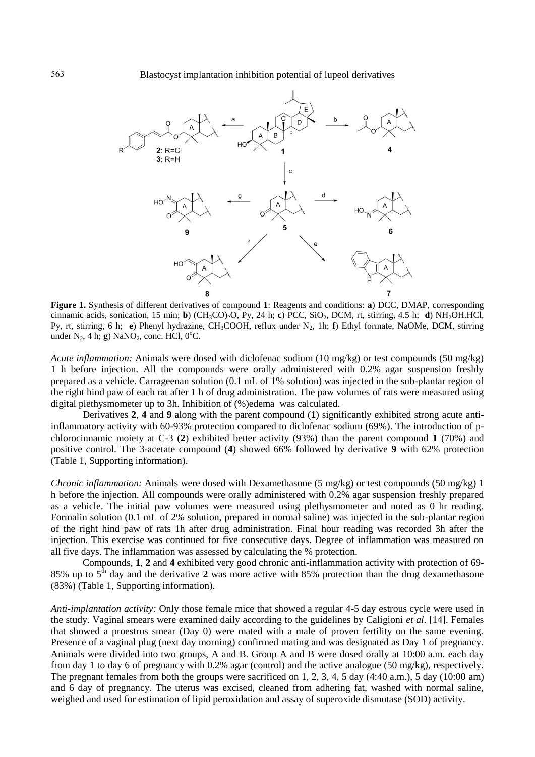**Figure 1.** Synthesis of different derivatives of compound **1**: Reagents and conditions: **a**) DCC, DMAP, corresponding cinnamic acids, sonication, 15 min; **b**) $(CH_3CO)_2O$, Py, 24 h; **c**) PCC, $SiO_2$, DCM, rt, stirring, 4.5 h; **d**) $NH_2OH.HCl$, Py, rt, stirring, 6 h; **e**) Phenyl hydrazine, $CH_3COOH$, reflux under $N_2$, 1h; **f**) Ethyl formate, NaOMe, DCM, stirring under $N_2$, 4 h; **g**) $NaNO_2$, conc. HCl, 0°C.

*Acute inflammation:* Animals were dosed with diclofenac sodium (10 mg/kg) or test compounds (50 mg/kg) 1 h before injection. All the compounds were orally administered with 0.2% agar suspension freshly prepared as a vehicle. Carrageenan solution (0.1 mL of 1% solution) was injected in the sub-plantar region of the right hind paw of each rat after 1 h of drug administration. The paw volumes of rats were measured using digital plethysmometer up to 3h. Inhibition of (%)edema was calculated.

Derivatives **2**, **4** and **9** along with the parent compound (**1**) significantly exhibited strong acute anti-inflammatory activity with 60-93% protection compared to diclofenac sodium (69%). The introduction of p-chlorocinnamic moiety at C-3 (**2**) exhibited better activity (93%) than the parent compound **1** (70%) and positive control. The 3-acetate compound (**4**) showed 66% followed by derivative **9** with 62% protection (Table 1, Supporting information).

*Chronic inflammation:* Animals were dosed with Dexamethasone (5 mg/kg) or test compounds (50 mg/kg) 1 h before the injection. All compounds were orally administered with 0.2% agar suspension freshly prepared as a vehicle. The initial paw volumes were measured using plethysmometer and noted as 0 hr reading. Formalin solution (0.1 mL of 2% solution, prepared in normal saline) was injected in the sub-plantar region of the right hind paw of rats 1h after drug administration. Final hour reading was recorded 3h after the injection. This exercise was continued for five consecutive days. Degree of inflammation was measured on all five days. The inflammation was assessed by calculating the % protection.

Compounds, **1**, **2** and **4** exhibited very good chronic anti-inflammation activity with protection of 69-85% up to 5[th] day and the derivative **2** was more active with 85% protection than the drug dexamethasone (83%) (Table 1, Supporting information).

*Anti-implantation activity:* Only those female mice that showed a regular 4-5 day estrous cycle were used in the study. Vaginal smears were examined daily according to the guidelines by Caligioni *et al*. [14]. Females that showed a proestrus smear (Day 0) were mated with a male of proven fertility on the same evening. Presence of a vaginal plug (next day morning) confirmed mating and was designated as Day 1 of pregnancy. Animals were divided into two groups, A and B. Group A and B were dosed orally at 10:00 a.m. each day from day 1 to day 6 of pregnancy with 0.2% agar (control) and the active analogue (50 mg/kg), respectively. The pregnant females from both the groups were sacrificed on 1, 2, 3, 4, 5 day (4:40 a.m.), 5 day (10:00 am) and 6 day of pregnancy. The uterus was excised, cleaned from adhering fat, washed with normal saline, weighed and used for estimation of lipid peroxidation and assay of superoxide dismutase (SOD) activity.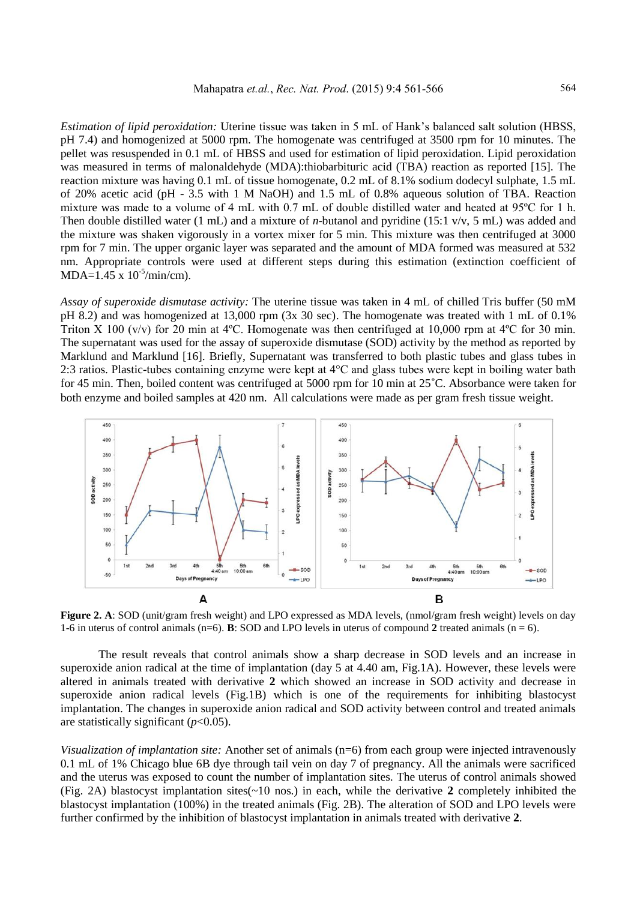*Estimation of lipid peroxidation:* Uterine tissue was taken in 5 mL of Hank's balanced salt solution (HBSS, pH 7.4) and homogenized at 5000 rpm. The homogenate was centrifuged at 3500 rpm for 10 minutes. The pellet was resuspended in 0.1 mL of HBSS and used for estimation of lipid peroxidation. Lipid peroxidation was measured in terms of malonaldehyde (MDA):thiobarbituric acid (TBA) reaction as reported [15]. The reaction mixture was having 0.1 mL of tissue homogenate, 0.2 mL of 8.1% sodium dodecyl sulphate, 1.5 mL of 20% acetic acid (pH - 3.5 with 1 M NaOH) and 1.5 mL of 0.8% aqueous solution of TBA. Reaction mixture was made to a volume of 4 mL with 0.7 mL of double distilled water and heated at 95ºC for 1 h. Then double distilled water (1 mL) and a mixture of *n*-butanol and pyridine (15:1 v/v, 5 mL) was added and the mixture was shaken vigorously in a vortex mixer for 5 min. This mixture was then centrifuged at 3000 rpm for 7 min. The upper organic layer was separated and the amount of MDA formed was measured at 532 nm. Appropriate controls were used at different steps during this estimation (extinction coefficient of MDA=1.45 x $10^{-5}$/min/cm).

*Assay of superoxide dismutase activity:* The uterine tissue was taken in 4 mL of chilled Tris buffer (50 mM pH 8.2) and was homogenized at 13,000 rpm (3x 30 sec). The homogenate was treated with 1 mL of 0.1% Triton X 100 (v/v) for 20 min at 4ºC. Homogenate was then centrifuged at 10,000 rpm at 4ºC for 30 min. The supernatant was used for the assay of superoxide dismutase (SOD) activity by the method as reported by Marklund and Marklund [16]. Briefly, Supernatant was transferred to both plastic tubes and glass tubes in 2:3 ratios. Plastic-tubes containing enzyme were kept at 4°C and glass tubes were kept in boiling water bath for 45 min. Then, boiled content was centrifuged at 5000 rpm for 10 min at 25˚C. Absorbance were taken for both enzyme and boiled samples at 420 nm. All calculations were made as per gram fresh tissue weight.

**Figure 2. A**: SOD (unit/gram fresh weight) and LPO expressed as MDA levels, (nmol/gram fresh weight) levels on day 1-6 in uterus of control animals (n=6). **B**: SOD and LPO levels in uterus of compound **2** treated animals (n = 6).

The result reveals that control animals show a sharp decrease in SOD levels and an increase in superoxide anion radical at the time of implantation (day 5 at 4.40 am, Fig.1A). However, these levels were altered in animals treated with derivative **2** which showed an increase in SOD activity and decrease in superoxide anion radical levels (Fig.1B) which is one of the requirements for inhibiting blastocyst implantation. The changes in superoxide anion radical and SOD activity between control and treated animals are statistically significant ($p$<0.05).

*Visualization of implantation site:* Another set of animals (n=6) from each group were injected intravenously 0.1 mL of 1% Chicago blue 6B dye through tail vein on day 7 of pregnancy. All the animals were sacrificed and the uterus was exposed to count the number of implantation sites. The uterus of control animals showed (Fig. 2A) blastocyst implantation sites(~10 nos.) in each, while the derivative **2** completely inhibited the blastocyst implantation (100%) in the treated animals (Fig. 2B). The alteration of SOD and LPO levels were further confirmed by the inhibition of blastocyst implantation in animals treated with derivative **2**.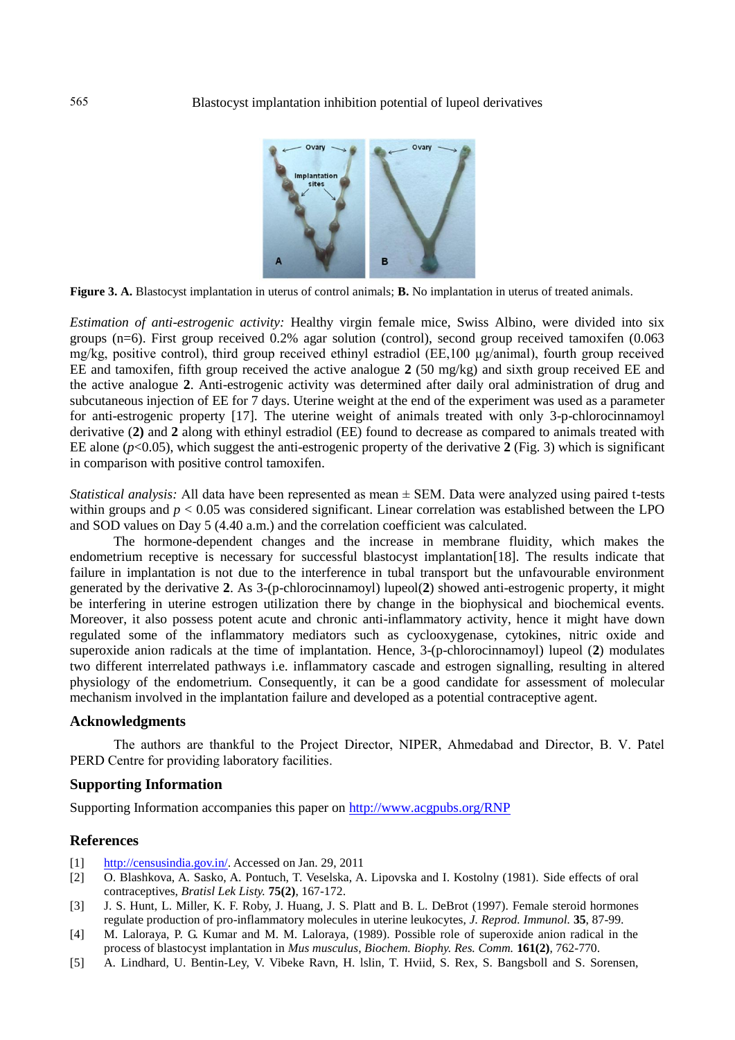**Figure 3. A.** Blastocyst implantation in uterus of control animals; **B.** No implantation in uterus of treated animals.

*Estimation of anti-estrogenic activity:* Healthy virgin female mice, Swiss Albino, were divided into six groups (n=6). First group received 0.2% agar solution (control), second group received tamoxifen (0.063 mg/kg, positive control), third group received ethinyl estradiol (EE,100 µg/animal), fourth group received EE and tamoxifen, fifth group received the active analogue **2** (50 mg/kg) and sixth group received EE and the active analogue **2**. Anti-estrogenic activity was determined after daily oral administration of drug and subcutaneous injection of EE for 7 days. Uterine weight at the end of the experiment was used as a parameter for anti-estrogenic property [17]. The uterine weight of animals treated with only 3-p-chlorocinnamoyl derivative (**2**) and **2** along with ethinyl estradiol (EE) found to decrease as compared to animals treated with EE alone ($p$<0.05), which suggest the anti-estrogenic property of the derivative **2** (Fig. 3) which is significant in comparison with positive control tamoxifen.

*Statistical analysis:* All data have been represented as mean ± SEM. Data were analyzed using paired t-tests within groups and $p < 0.05$ was considered significant. Linear correlation was established between the LPO and SOD values on Day 5 (4.40 a.m.) and the correlation coefficient was calculated.

The hormone-dependent changes and the increase in membrane fluidity, which makes the endometrium receptive is necessary for successful blastocyst implantation[18]. The results indicate that failure in implantation is not due to the interference in tubal transport but the unfavourable environment generated by the derivative **2**. As 3-(p-chlorocinnamoyl) lupeol(**2**) showed anti-estrogenic property, it might be interfering in uterine estrogen utilization there by change in the biophysical and biochemical events. Moreover, it also possess potent acute and chronic anti-inflammatory activity, hence it might have down regulated some of the inflammatory mediators such as cyclooxygenase, cytokines, nitric oxide and superoxide anion radicals at the time of implantation. Hence, 3-(p-chlorocinnamoyl) lupeol (**2**) modulates two different interrelated pathways i.e. inflammatory cascade and estrogen signalling, resulting in altered physiology of the endometrium. Consequently, it can be a good candidate for assessment of molecular mechanism involved in the implantation failure and developed as a potential contraceptive agent.

## Acknowledgments

The authors are thankful to the Project Director, NIPER, Ahmedabad and Director, B. V. Patel PERD Centre for providing laboratory facilities.

## Supporting Information

Supporting Information accompanies this paper on http://www.acgpubs.org/RNP

## References

[1] http://censusindia.gov.in/. Accessed on Jan. 29, 2011

[2] O. Blashkova, A. Sasko, A. Pontuch, T. Veselska, A. Lipovska and I. Kostolny (1981). Side effects of oral contraceptives, *Bratisl Lek Listy.* **75(2)**, 167-172.

[3] J. S. Hunt, L. Miller, K. F. Roby, J. Huang, J. S. Platt and B. L. DeBrot (1997). Female steroid hormones regulate production of pro-inflammatory molecules in uterine leukocytes, *J. Reprod. Immunol.* **35**, 87-99.

[4] M. Laloraya, P. G. Kumar and M. M. Laloraya, (1989). Possible role of superoxide anion radical in the process of blastocyst implantation in *Mus musculus*, *Biochem. Biophy. Res. Comm.* **161(2)**, 762-770.

[5] A. Lindhard, U. Bentin-Ley, V. Vibeke Ravn, H. lslin, T. Hviid, S. Rex, S. Bangsboll and S. Sorensen,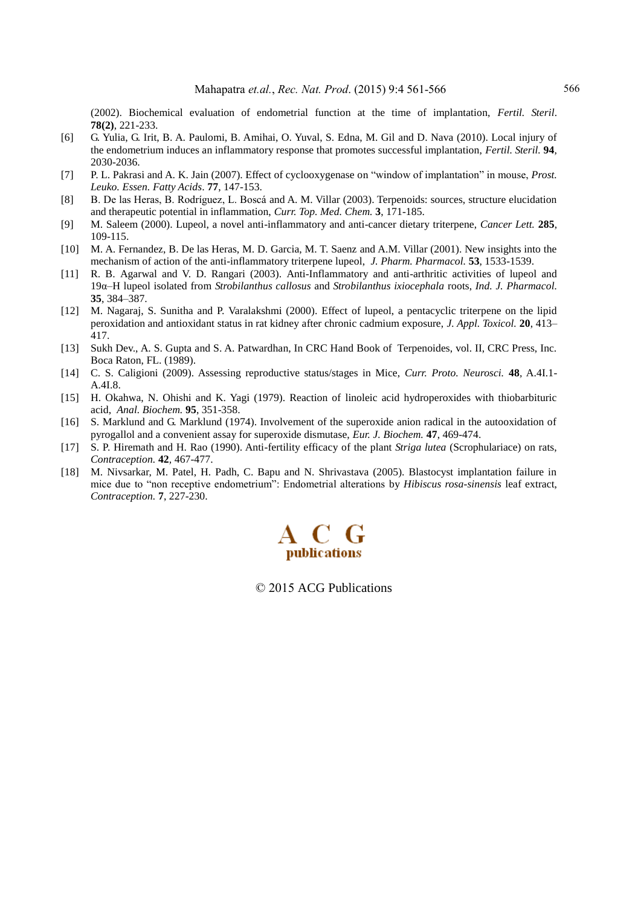(2002). Biochemical evaluation of endometrial function at the time of implantation, *Fertil. Steril*. **78(2)**, 221-233.

[6] G. Yulia, G. Irit, B. A. Paulomi, B. Amihai, O. Yuval, S. Edna, M. Gil and D. Nava (2010). Local injury of the endometrium induces an inflammatory response that promotes successful implantation, *Fertil. Steril.* **94**, 2030-2036.

[7] P. L. Pakrasi and A. K. Jain (2007). Effect of cyclooxygenase on "window of implantation" in mouse, *Prost. Leuko. Essen. Fatty Acids*. **77**, 147-153.

[8] B. De las Heras, B. Rodríguez, L. Boscá and A. M. Villar (2003). Terpenoids: sources, structure elucidation and therapeutic potential in inflammation, *Curr. Top. Med. Chem.* **3**, 171-185.

[9] M. Saleem (2000). Lupeol, a novel anti-inflammatory and anti-cancer dietary triterpene, *Cancer Lett.* **285**, 109-115.

[10] M. A. Fernandez, B. De las Heras, M. D. Garcia, M. T. Saenz and A.M. Villar (2001). New insights into the mechanism of action of the anti-inflammatory triterpene lupeol, *J. Pharm. Pharmacol.* **53**, 1533-1539.

[11] R. B. Agarwal and V. D. Rangari (2003). Anti-Inflammatory and anti-arthritic activities of lupeol and 19α–H lupeol isolated from *Strobilanthus callosus* and *Strobilanthus ixiocephala* roots, *Ind. J. Pharmacol.* **35**, 384–387.

[12] M. Nagaraj, S. Sunitha and P. Varalakshmi (2000). Effect of lupeol, a pentacyclic triterpene on the lipid peroxidation and antioxidant status in rat kidney after chronic cadmium exposure, *J. Appl. Toxicol.* **20**, 413–417.

[13] Sukh Dev., A. S. Gupta and S. A. Patwardhan, In CRC Hand Book of Terpenoides, vol. II, CRC Press, Inc. Boca Raton, FL. (1989).

[14] C. S. Caligioni (2009). Assessing reproductive status/stages in Mice, *Curr. Proto. Neurosci.* **48**, A.4I.1-A.4I.8.

[15] H. Okahwa, N. Ohishi and K. Yagi (1979). Reaction of linoleic acid hydroperoxides with thiobarbituric acid, *Anal. Biochem.* **95**, 351-358.

[16] S. Marklund and G. Marklund (1974). Involvement of the superoxide anion radical in the autooxidation of pyrogallol and a convenient assay for superoxide dismutase, *Eur. J. Biochem.* **47**, 469-474.

[17] S. P. Hiremath and H. Rao (1990). Anti-fertility efficacy of the plant *Striga lutea* (Scrophulariace) on rats, *Contraception.* **42**, 467-477.

[18] M. Nivsarkar, M. Patel, H. Padh, C. Bapu and N. Shrivastava (2005). Blastocyst implantation failure in mice due to "non receptive endometrium": Endometrial alterations by *Hibiscus rosa-sinensis* leaf extract, *Contraception.* **7**, 227-230.

A C G
publications

© 2015 ACG Publications